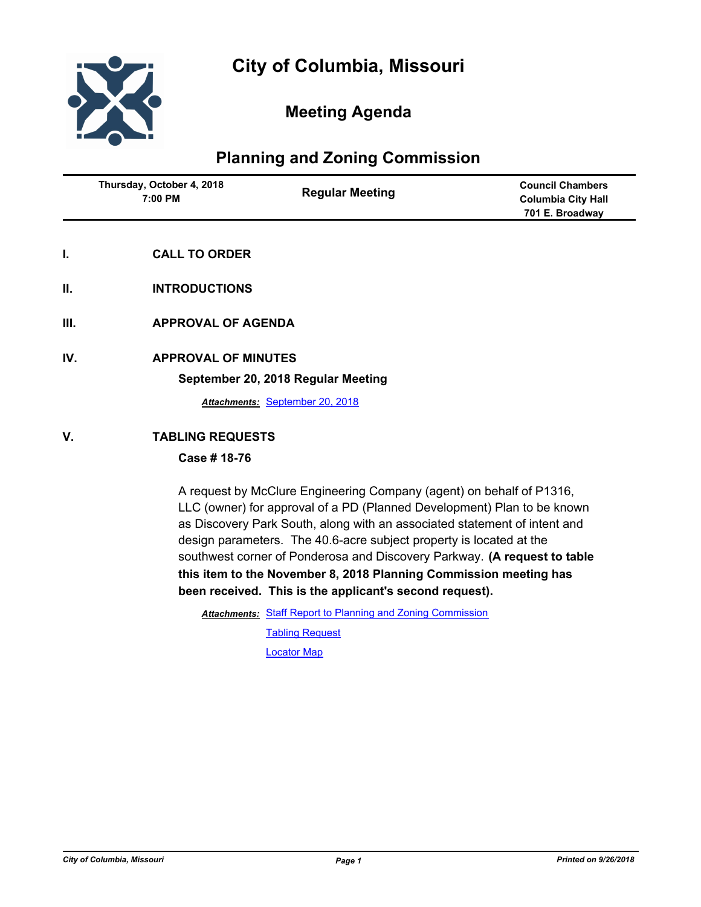# City of Columbia, Missouri

## Meeting Agenda

## Planning and Zoning Commission

| Thursday, October 4, 2018 7:00 PM | Regular Meeting | Council Chambers Columbia City Hall 701 E. Broadway |
|---|---|---|

**I. CALL TO ORDER**

**II. INTRODUCTIONS**

**III. APPROVAL OF AGENDA**

**IV. APPROVAL OF MINUTES**

**September 20, 2018 Regular Meeting**

***Attachments:*** September 20, 2018

**V. TABLING REQUESTS**

**Case # 18-76**

A request by McClure Engineering Company (agent) on behalf of P1316, LLC (owner) for approval of a PD (Planned Development) Plan to be known as Discovery Park South, along with an associated statement of intent and design parameters. The 40.6-acre subject property is located at the southwest corner of Ponderosa and Discovery Parkway. **(A request to table this item to the November 8, 2018 Planning Commission meeting has been received. This is the applicant's second request).**

***Attachments:*** Staff Report to Planning and Zoning Commission

Tabling Request

Locator Map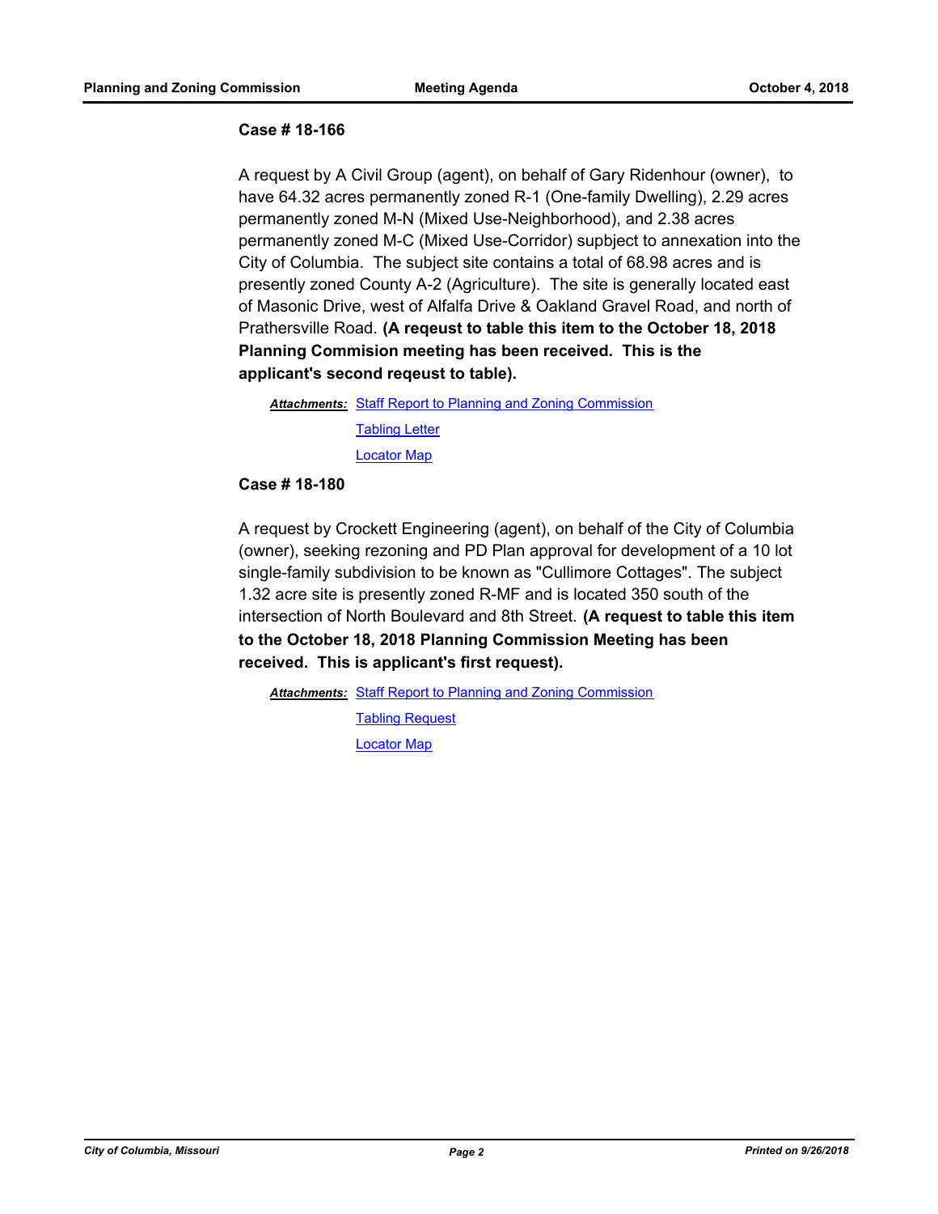### Case # 18-166

A request by A Civil Group (agent), on behalf of Gary Ridenhour (owner), to have 64.32 acres permanently zoned R-1 (One-family Dwelling), 2.29 acres permanently zoned M-N (Mixed Use-Neighborhood), and 2.38 acres permanently zoned M-C (Mixed Use-Corridor) supbject to annexation into the City of Columbia. The subject site contains a total of 68.98 acres and is presently zoned County A-2 (Agriculture). The site is generally located east of Masonic Drive, west of Alfalfa Drive & Oakland Gravel Road, and north of Prathersville Road. **(A reqeust to table this item to the October 18, 2018 Planning Commision meeting has been received. This is the applicant's second reqeust to table).**

***Attachments:*** Staff Report to Planning and Zoning Commission

Tabling Letter

Locator Map

### Case # 18-180

A request by Crockett Engineering (agent), on behalf of the City of Columbia (owner), seeking rezoning and PD Plan approval for development of a 10 lot single-family subdivision to be known as "Cullimore Cottages". The subject 1.32 acre site is presently zoned R-MF and is located 350 south of the intersection of North Boulevard and 8th Street. **(A request to table this item to the October 18, 2018 Planning Commission Meeting has been received. This is applicant's first request).**

***Attachments:*** Staff Report to Planning and Zoning Commission

Tabling Request

Locator Map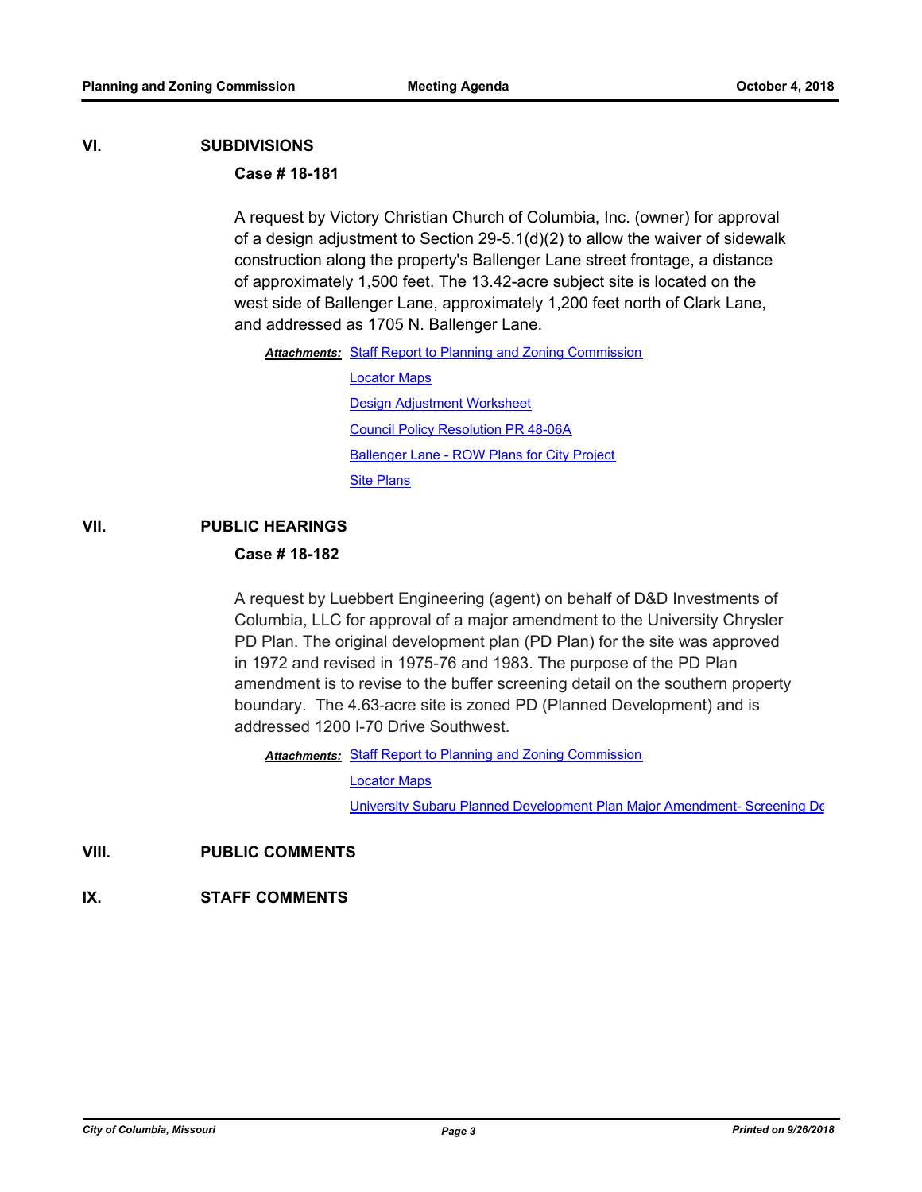## VI. SUBDIVISIONS

### Case # 18-181

A request by Victory Christian Church of Columbia, Inc. (owner) for approval of a design adjustment to Section 29-5.1(d)(2) to allow the waiver of sidewalk construction along the property's Ballenger Lane street frontage, a distance of approximately 1,500 feet. The 13.42-acre subject site is located on the west side of Ballenger Lane, approximately 1,200 feet north of Clark Lane, and addressed as 1705 N. Ballenger Lane.

***Attachments:*** Staff Report to Planning and Zoning Commission

Locator Maps

Design Adjustment Worksheet

Council Policy Resolution PR 48-06A

Ballenger Lane - ROW Plans for City Project

Site Plans

## VII. PUBLIC HEARINGS

### Case # 18-182

A request by Luebbert Engineering (agent) on behalf of D&D Investments of Columbia, LLC for approval of a major amendment to the University Chrysler PD Plan. The original development plan (PD Plan) for the site was approved in 1972 and revised in 1975-76 and 1983. The purpose of the PD Plan amendment is to revise to the buffer screening detail on the southern property boundary. The 4.63-acre site is zoned PD (Planned Development) and is addressed 1200 I-70 Drive Southwest.

***Attachments:*** Staff Report to Planning and Zoning Commission

Locator Maps

University Subaru Planned Development Plan Major Amendment- Screening De

## VIII. PUBLIC COMMENTS

## IX. STAFF COMMENTS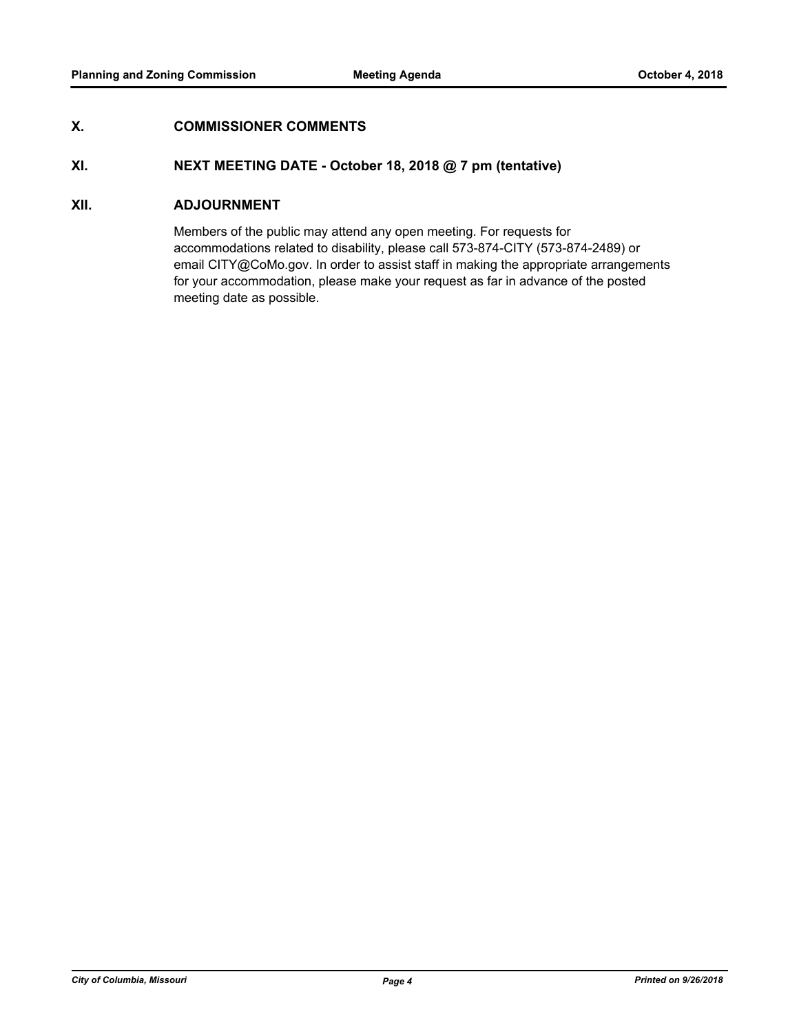## X. COMMISSIONER COMMENTS

## XI. NEXT MEETING DATE - October 18, 2018 @ 7 pm (tentative)

## XII. ADJOURNMENT

Members of the public may attend any open meeting. For requests for accommodations related to disability, please call 573-874-CITY (573-874-2489) or email CITY@CoMo.gov. In order to assist staff in making the appropriate arrangements for your accommodation, please make your request as far in advance of the posted meeting date as possible.